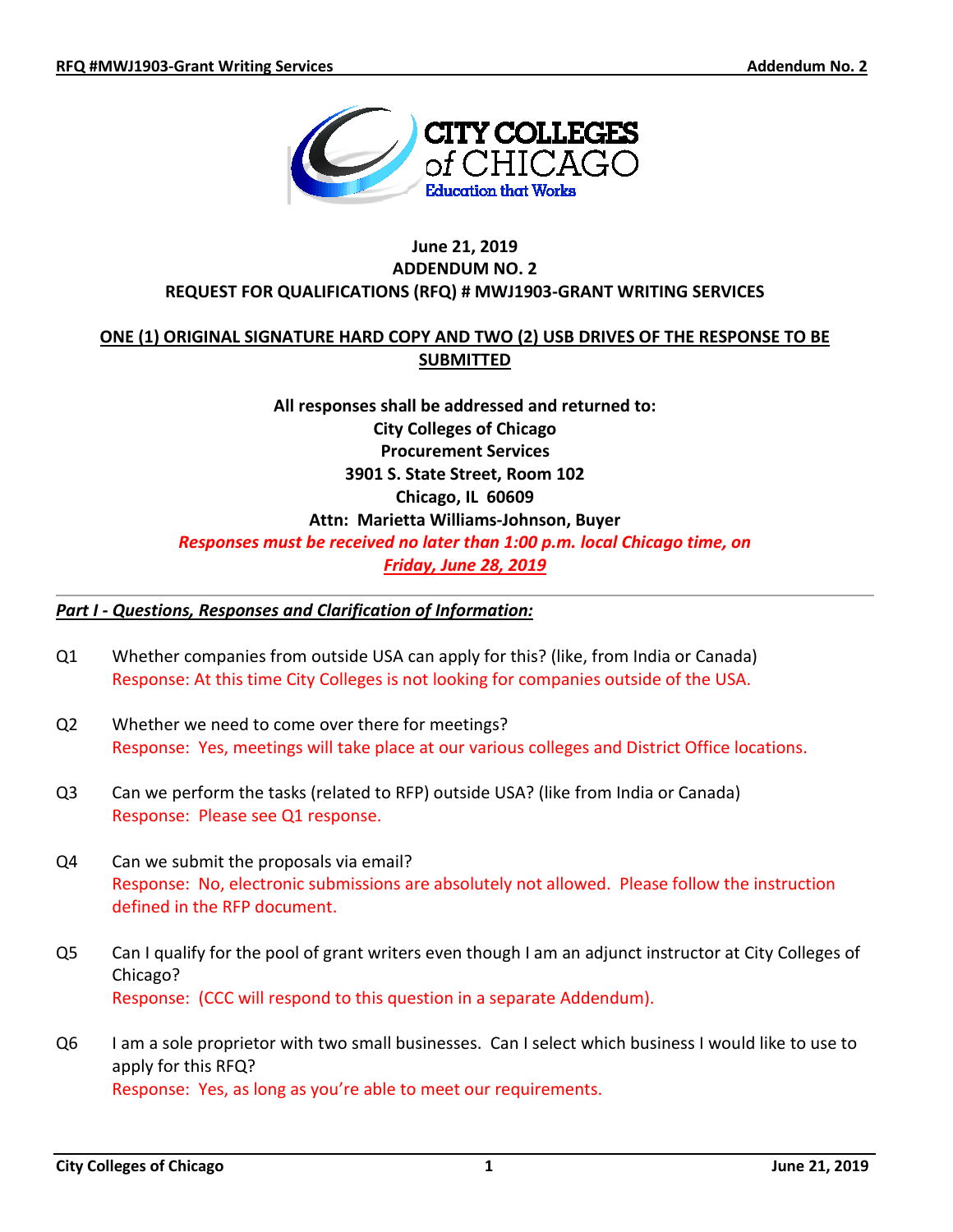**June 21, 2019**
**ADDENDUM NO. 2**
**REQUEST FOR QUALIFICATIONS (RFQ) # MWJ1903-GRANT WRITING SERVICES**

**ONE (1) ORIGINAL SIGNATURE HARD COPY AND TWO (2) USB DRIVES OF THE RESPONSE TO BE SUBMITTED**

**All responses shall be addressed and returned to:**
**City Colleges of Chicago**
**Procurement Services**
**3901 S. State Street, Room 102**
**Chicago, IL 60609**
**Attn: Marietta Williams-Johnson, Buyer**
***Responses must be received no later than 1:00 p.m. local Chicago time, on Friday, June 28, 2019***

---

***Part I - Questions, Responses and Clarification of Information:***

Q1 Whether companies from outside USA can apply for this? (like, from India or Canada)
Response: At this time City Colleges is not looking for companies outside of the USA.

Q2 Whether we need to come over there for meetings?
Response: Yes, meetings will take place at our various colleges and District Office locations.

Q3 Can we perform the tasks (related to RFP) outside USA? (like from India or Canada)
Response: Please see Q1 response.

Q4 Can we submit the proposals via email?
Response: No, electronic submissions are absolutely not allowed. Please follow the instruction defined in the RFP document.

Q5 Can I qualify for the pool of grant writers even though I am an adjunct instructor at City Colleges of Chicago?
Response: (CCC will respond to this question in a separate Addendum).

Q6 I am a sole proprietor with two small businesses. Can I select which business I would like to use to apply for this RFQ?
Response: Yes, as long as you're able to meet our requirements.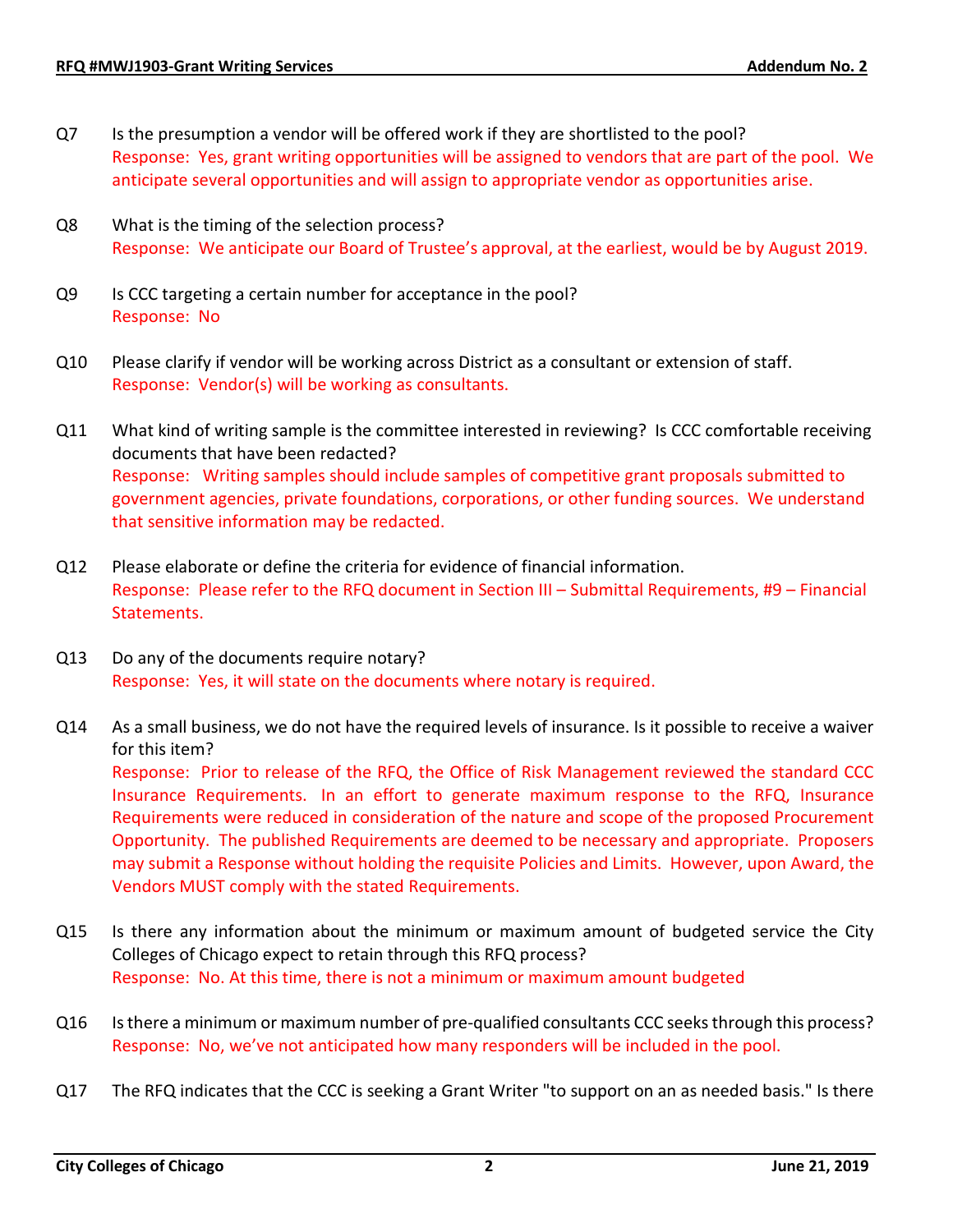Q7 Is the presumption a vendor will be offered work if they are shortlisted to the pool?
Response: Yes, grant writing opportunities will be assigned to vendors that are part of the pool. We anticipate several opportunities and will assign to appropriate vendor as opportunities arise.

Q8 What is the timing of the selection process?
Response: We anticipate our Board of Trustee's approval, at the earliest, would be by August 2019.

Q9 Is CCC targeting a certain number for acceptance in the pool?
Response: No

Q10 Please clarify if vendor will be working across District as a consultant or extension of staff.
Response: Vendor(s) will be working as consultants.

Q11 What kind of writing sample is the committee interested in reviewing? Is CCC comfortable receiving documents that have been redacted?
Response: Writing samples should include samples of competitive grant proposals submitted to government agencies, private foundations, corporations, or other funding sources. We understand that sensitive information may be redacted.

Q12 Please elaborate or define the criteria for evidence of financial information.
Response: Please refer to the RFQ document in Section III – Submittal Requirements, #9 – Financial Statements.

Q13 Do any of the documents require notary?
Response: Yes, it will state on the documents where notary is required.

Q14 As a small business, we do not have the required levels of insurance. Is it possible to receive a waiver for this item?
Response: Prior to release of the RFQ, the Office of Risk Management reviewed the standard CCC Insurance Requirements. In an effort to generate maximum response to the RFQ, Insurance Requirements were reduced in consideration of the nature and scope of the proposed Procurement Opportunity. The published Requirements are deemed to be necessary and appropriate. Proposers may submit a Response without holding the requisite Policies and Limits. However, upon Award, the Vendors MUST comply with the stated Requirements.

Q15 Is there any information about the minimum or maximum amount of budgeted service the City Colleges of Chicago expect to retain through this RFQ process?
Response: No. At this time, there is not a minimum or maximum amount budgeted

Q16 Is there a minimum or maximum number of pre-qualified consultants CCC seeks through this process?
Response: No, we've not anticipated how many responders will be included in the pool.

Q17 The RFQ indicates that the CCC is seeking a Grant Writer "to support on an as needed basis." Is there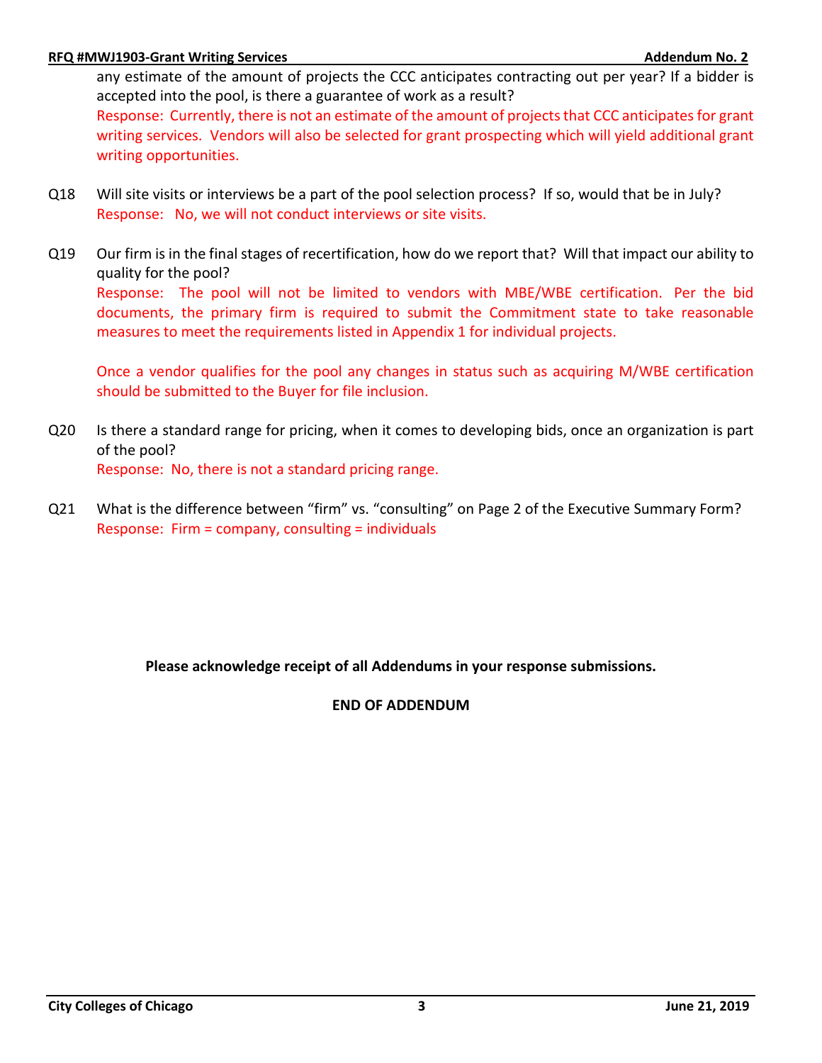any estimate of the amount of projects the CCC anticipates contracting out per year? If a bidder is accepted into the pool, is there a guarantee of work as a result?
Response: Currently, there is not an estimate of the amount of projects that CCC anticipates for grant writing services. Vendors will also be selected for grant prospecting which will yield additional grant writing opportunities.

Q18 Will site visits or interviews be a part of the pool selection process? If so, would that be in July?
Response: No, we will not conduct interviews or site visits.

Q19 Our firm is in the final stages of recertification, how do we report that? Will that impact our ability to quality for the pool?
Response: The pool will not be limited to vendors with MBE/WBE certification. Per the bid documents, the primary firm is required to submit the Commitment state to take reasonable measures to meet the requirements listed in Appendix 1 for individual projects.

Once a vendor qualifies for the pool any changes in status such as acquiring M/WBE certification should be submitted to the Buyer for file inclusion.

Q20 Is there a standard range for pricing, when it comes to developing bids, once an organization is part of the pool?
Response: No, there is not a standard pricing range.

Q21 What is the difference between "firm" vs. "consulting" on Page 2 of the Executive Summary Form?
Response: Firm = company, consulting = individuals

**Please acknowledge receipt of all Addendums in your response submissions.**

**END OF ADDENDUM**